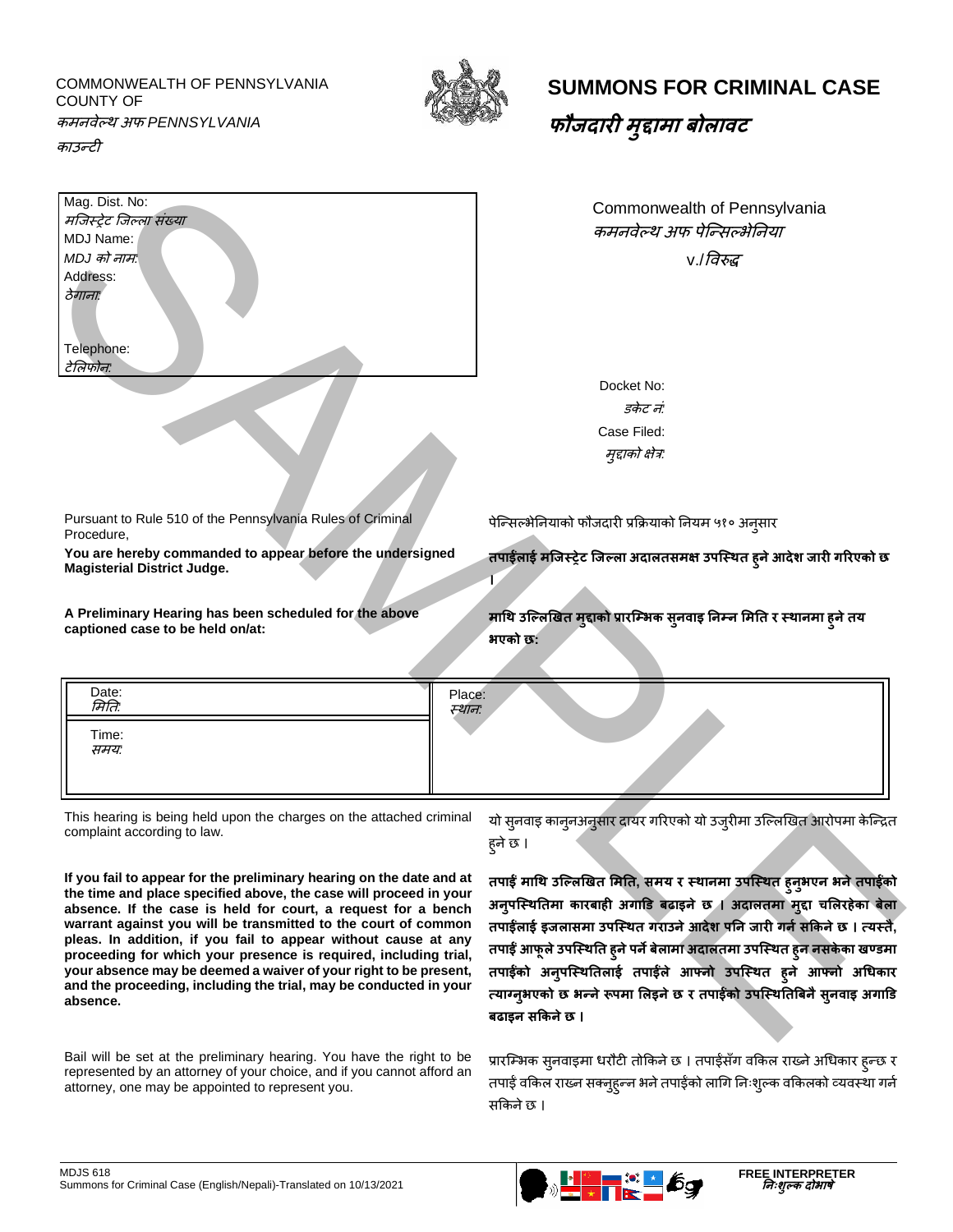COMMONWEALTH OF PENNSYLVANIA
COUNTY OF
*कमनवेल्थ अफ PENNSYLVANIA*
*काउन्टी*

# SUMMONS FOR CRIMINAL CASE
# *फौजदारी मुद्दामा बोलावट*

| |
|---|
| Mag. Dist. No:<br>*मजिस्ट्रेट जिल्ला संख्या* |
| MDJ Name:<br>*MDJ को नाम:* |
| Address:<br>*ठेगाना:* |
| Telephone:<br>*टेलिफोन:* |

Commonwealth of Pennsylvania
*कमनवेल्थ अफ पेन्सिल्भेनिया*
v./*विरुद्ध*

Docket No:
*डकेट नं:*
Case Filed:
*मुद्दाको क्षेत्र:*

Pursuant to Rule 510 of the Pennsylvania Rules of Criminal Procedure,

पेन्सिल्भेनियाको फौजदारी प्रक्रियाको नियम ५१० अनुसार

**You are hereby commanded to appear before the undersigned Magisterial District Judge.**

**तपाईंलाई मजिस्ट्रेट जिल्ला अदालतसमक्ष उपस्थित हुने आदेश जारी गरिएको छ ।**

**A Preliminary Hearing has been scheduled for the above captioned case to be held on/at:**

**माथि उल्लिखित मुद्दाको प्रारम्भिक सुनवाइ निम्न मिति र स्थानमा हुने तय भएको छ:**

| Date: *मिति:*<br>Time: *समय:* | Place: *स्थान:* |
|---|---|

This hearing is being held upon the charges on the attached criminal complaint according to law.

यो सुनवाइ कानुनअनुसार दायर गरिएको यो उजुरीमा उल्लिखित आरोपमा केन्द्रित हुने छ ।

**If you fail to appear for the preliminary hearing on the date and at the time and place specified above, the case will proceed in your absence. If the case is held for court, a request for a bench warrant against you will be transmitted to the court of common pleas. In addition, if you fail to appear without cause at any proceeding for which your presence is required, including trial, your absence may be deemed a waiver of your right to be present, and the proceeding, including the trial, may be conducted in your absence.**

**तपाईं माथि उल्लिखित मिति, समय र स्थानमा उपस्थित हुनुभएन भने तपाईंको अनुपस्थितिमा कारबाही अगाडि बढाइने छ । अदालतमा मुद्दा चलिरहेका बेला तपाईंलाई इजलासमा उपस्थित गराउने आदेश पनि जारी गर्न सकिने छ । त्यस्तै, तपाईं आफूले उपस्थिति हुने पर्ने बेलामा अदालतमा उपस्थित हुन नसकेका खण्डमा तपाईंको अनुपस्थितिलाई तपाईंले आफ्नो उपस्थित हुने आफ्नो अधिकार त्याग्नुभएको छ भन्ने रूपमा लिइने छ र तपाईंको उपस्थितिबिनै सुनवाइ अगाडि बढाइन सकिने छ ।**

Bail will be set at the preliminary hearing. You have the right to be represented by an attorney of your choice, and if you cannot afford an attorney, one may be appointed to represent you.

प्रारम्भिक सुनवाइमा धरौटी तोकिने छ । तपाईंसँग वकिल राख्ने अधिकार हुन्छ र तपाईं वकिल राख्न सक्नुहुन्न भने तपाईंको लागि निःशुल्क वकिलको व्यवस्था गर्न सकिने छ ।

MDJS 618
Summons for Criminal Case (English/Nepali)-Translated on 10/13/2021

FREE INTERPRETER
*निःशुल्क दोभाषे*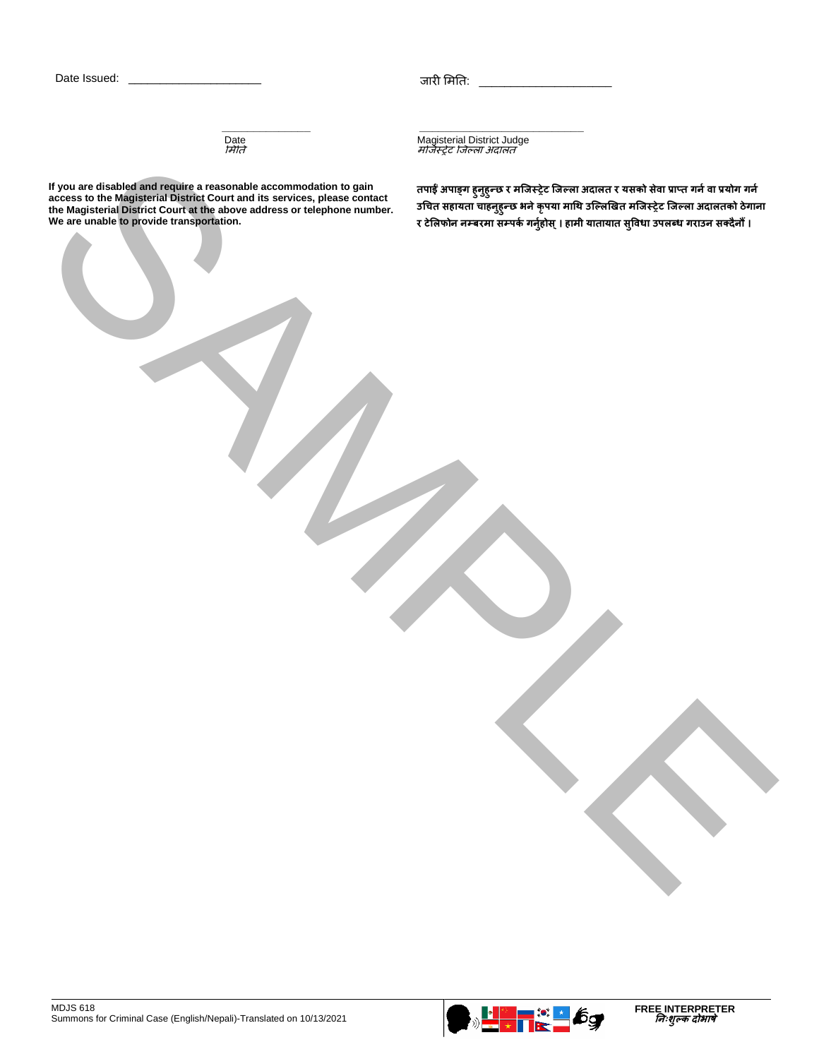Date Issued: ____________________

जारी मिति: ____________________

______________
Date
*मिति*

____________________________
Magisterial District Judge
*मजिस्ट्रेट जिल्ला अदालत*

**If you are disabled and require a reasonable accommodation to gain access to the Magisterial District Court and its services, please contact the Magisterial District Court at the above address or telephone number. We are unable to provide transportation.**

**तपाईं अपाङ्ग हुनुहुन्छ र मजिस्ट्रेट जिल्ला अदालत र यसको सेवा प्राप्त गर्न वा प्रयोग गर्न उचित सहायता चाहनुहुन्छ भने कृपया माथि उल्लिखित मजिस्ट्रेट जिल्ला अदालतको ठेगाना र टेलिफोन नम्बरमा सम्पर्क गर्नुहोस् । हामी यातायात सुविधा उपलब्ध गराउन सक्दैनौं ।**

SAMPLE

MDJS 618
Summons for Criminal Case (English/Nepali)-Translated on 10/13/2021

**FREE INTERPRETER**
*निःशुल्क दोभाषे*